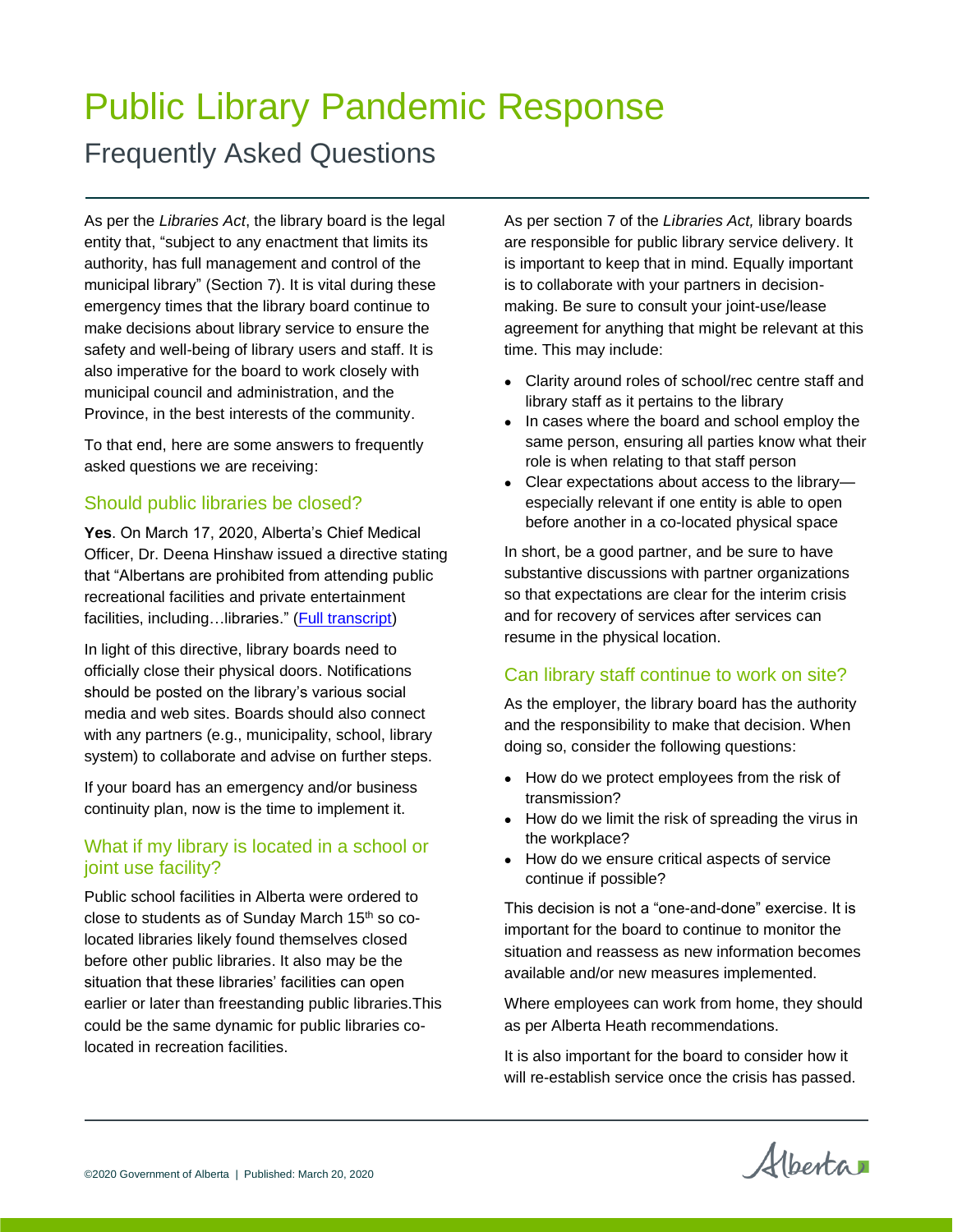# Public Library Pandemic Response

## Frequently Asked Questions

As per the *Libraries Act*, the library board is the legal entity that, "subject to any enactment that limits its authority, has full management and control of the municipal library" (Section 7). It is vital during these emergency times that the library board continue to make decisions about library service to ensure the safety and well-being of library users and staff. It is also imperative for the board to work closely with municipal council and administration, and the Province, in the best interests of the community.

To that end, here are some answers to frequently asked questions we are receiving:

### Should public libraries be closed?

**Yes**. On March 17, 2020, Alberta's Chief Medical Officer, Dr. Deena Hinshaw issued a directive stating that "Albertans are prohibited from attending public recreational facilities and private entertainment facilities, including…libraries." (Full transcript)

In light of this directive, library boards need to officially close their physical doors. Notifications should be posted on the library's various social media and web sites. Boards should also connect with any partners (e.g., municipality, school, library system) to collaborate and advise on further steps.

If your board has an emergency and/or business continuity plan, now is the time to implement it.

### What if my library is located in a school or joint use facility?

Public school facilities in Alberta were ordered to close to students as of Sunday March 15th so co-located libraries likely found themselves closed before other public libraries. It also may be the situation that these libraries' facilities can open earlier or later than freestanding public libraries.This could be the same dynamic for public libraries co-located in recreation facilities.

As per section 7 of the *Libraries Act,* library boards are responsible for public library service delivery. It is important to keep that in mind. Equally important is to collaborate with your partners in decision-making. Be sure to consult your joint-use/lease agreement for anything that might be relevant at this time. This may include:

- Clarity around roles of school/rec centre staff and library staff as it pertains to the library
- In cases where the board and school employ the same person, ensuring all parties know what their role is when relating to that staff person
- Clear expectations about access to the library—especially relevant if one entity is able to open before another in a co-located physical space

In short, be a good partner, and be sure to have substantive discussions with partner organizations so that expectations are clear for the interim crisis and for recovery of services after services can resume in the physical location.

### Can library staff continue to work on site?

As the employer, the library board has the authority and the responsibility to make that decision. When doing so, consider the following questions:

- How do we protect employees from the risk of transmission?
- How do we limit the risk of spreading the virus in the workplace?
- How do we ensure critical aspects of service continue if possible?

This decision is not a "one-and-done" exercise. It is important for the board to continue to monitor the situation and reassess as new information becomes available and/or new measures implemented.

Where employees can work from home, they should as per Alberta Heath recommendations.

It is also important for the board to consider how it will re-establish service once the crisis has passed.

©2020 Government of Alberta | Published: March 20, 2020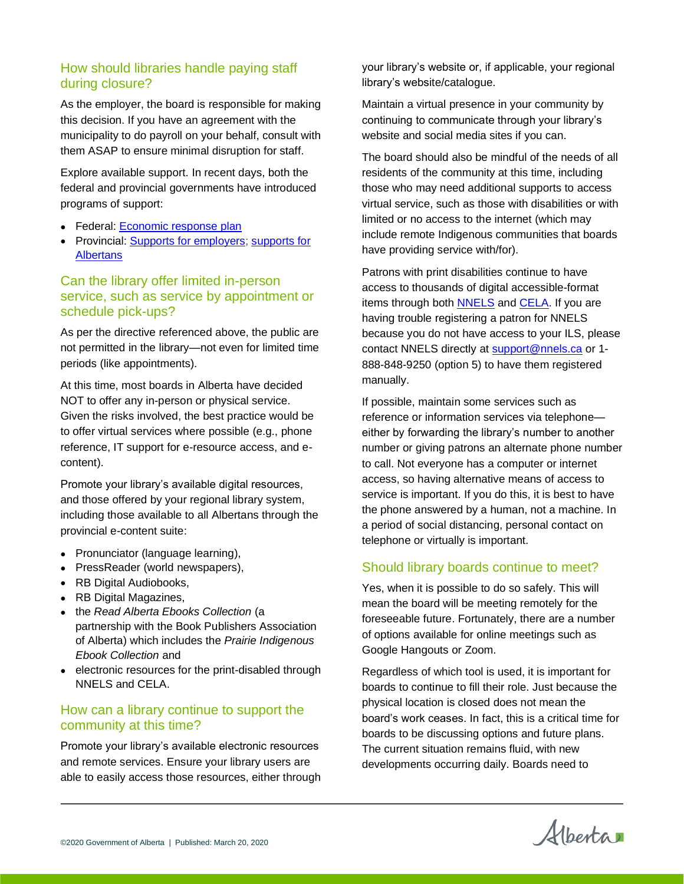## How should libraries handle paying staff during closure?

As the employer, the board is responsible for making this decision. If you have an agreement with the municipality to do payroll on your behalf, consult with them ASAP to ensure minimal disruption for staff.

Explore available support. In recent days, both the federal and provincial governments have introduced programs of support:

- Federal: [Economic response plan]
- Provincial: [Supports for employers]; [supports for Albertans]

## Can the library offer limited in-person service, such as service by appointment or schedule pick-ups?

As per the directive referenced above, the public are not permitted in the library—not even for limited time periods (like appointments).

At this time, most boards in Alberta have decided NOT to offer any in-person or physical service. Given the risks involved, the best practice would be to offer virtual services where possible (e.g., phone reference, IT support for e-resource access, and e-content).

Promote your library's available digital resources, and those offered by your regional library system, including those available to all Albertans through the provincial e-content suite:

- Pronunciator (language learning),
- PressReader (world newspapers),
- RB Digital Audiobooks,
- RB Digital Magazines,
- the *Read Alberta Ebooks Collection* (a partnership with the Book Publishers Association of Alberta) which includes the *Prairie Indigenous Ebook Collection* and
- electronic resources for the print-disabled through NNELS and CELA.

## How can a library continue to support the community at this time?

Promote your library's available electronic resources and remote services. Ensure your library users are able to easily access those resources, either through your library's website or, if applicable, your regional library's website/catalogue.

Maintain a virtual presence in your community by continuing to communicate through your library's website and social media sites if you can.

The board should also be mindful of the needs of all residents of the community at this time, including those who may need additional supports to access virtual service, such as those with disabilities or with limited or no access to the internet (which may include remote Indigenous communities that boards have providing service with/for).

Patrons with print disabilities continue to have access to thousands of digital accessible-format items through both [NNELS] and [CELA]. If you are having trouble registering a patron for NNELS because you do not have access to your ILS, please contact NNELS directly at support@nnels.ca or 1-888-848-9250 (option 5) to have them registered manually.

If possible, maintain some services such as reference or information services via telephone—either by forwarding the library's number to another number or giving patrons an alternate phone number to call. Not everyone has a computer or internet access, so having alternative means of access to service is important. If you do this, it is best to have the phone answered by a human, not a machine. In a period of social distancing, personal contact on telephone or virtually is important.

## Should library boards continue to meet?

Yes, when it is possible to do so safely. This will mean the board will be meeting remotely for the foreseeable future. Fortunately, there are a number of options available for online meetings such as Google Hangouts or Zoom.

Regardless of which tool is used, it is important for boards to continue to fill their role. Just because the physical location is closed does not mean the board's work ceases. In fact, this is a critical time for boards to be discussing options and future plans. The current situation remains fluid, with new developments occurring daily. Boards need to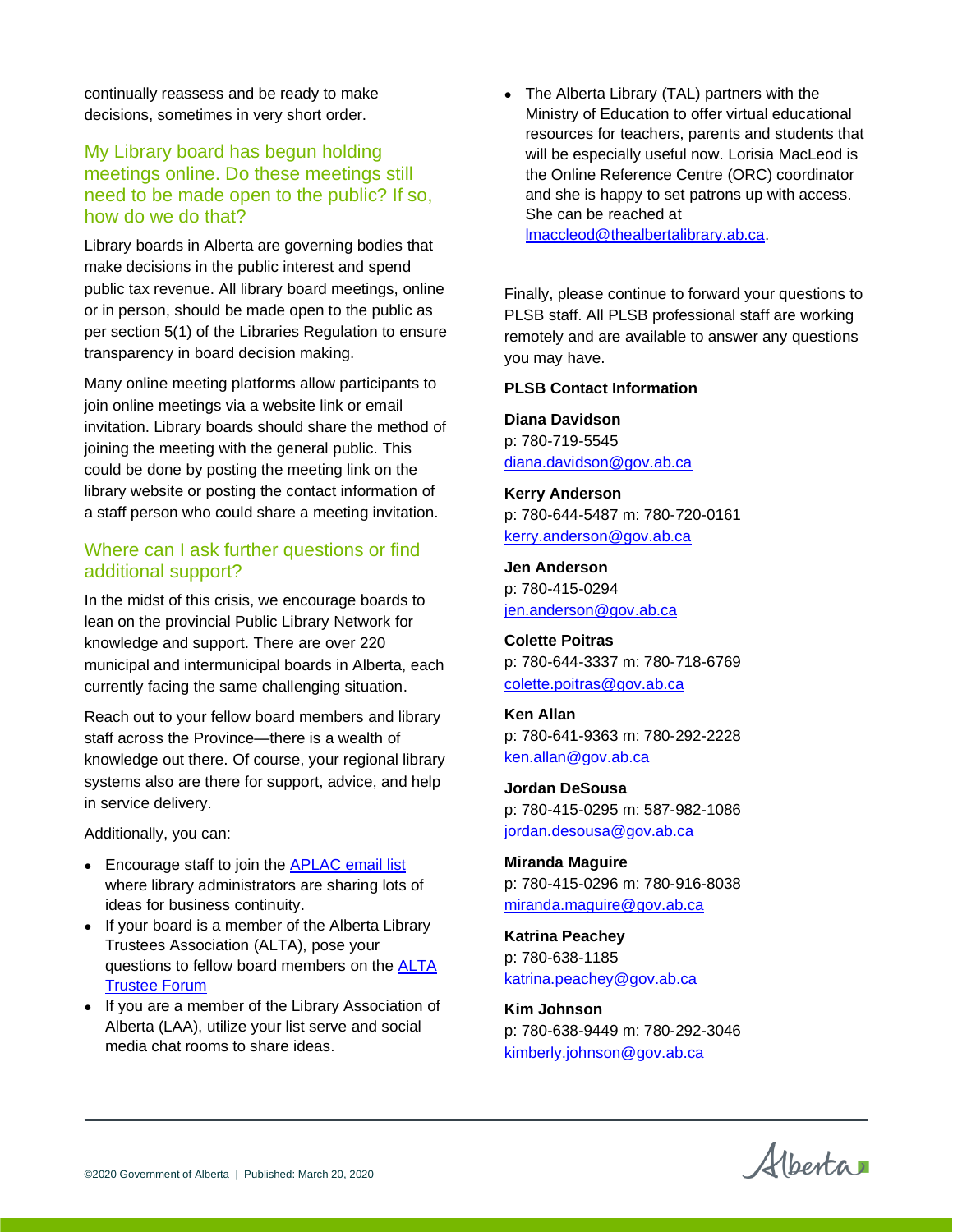continually reassess and be ready to make decisions, sometimes in very short order.

## My Library board has begun holding meetings online. Do these meetings still need to be made open to the public? If so, how do we do that?

Library boards in Alberta are governing bodies that make decisions in the public interest and spend public tax revenue. All library board meetings, online or in person, should be made open to the public as per section 5(1) of the Libraries Regulation to ensure transparency in board decision making.

Many online meeting platforms allow participants to join online meetings via a website link or email invitation. Library boards should share the method of joining the meeting with the general public. This could be done by posting the meeting link on the library website or posting the contact information of a staff person who could share a meeting invitation.

## Where can I ask further questions or find additional support?

In the midst of this crisis, we encourage boards to lean on the provincial Public Library Network for knowledge and support. There are over 220 municipal and intermunicipal boards in Alberta, each currently facing the same challenging situation.

Reach out to your fellow board members and library staff across the Province—there is a wealth of knowledge out there. Of course, your regional library systems also are there for support, advice, and help in service delivery.

Additionally, you can:

- Encourage staff to join the APLAC email list where library administrators are sharing lots of ideas for business continuity.
- If your board is a member of the Alberta Library Trustees Association (ALTA), pose your questions to fellow board members on the ALTA Trustee Forum
- If you are a member of the Library Association of Alberta (LAA), utilize your list serve and social media chat rooms to share ideas.
- The Alberta Library (TAL) partners with the Ministry of Education to offer virtual educational resources for teachers, parents and students that will be especially useful now. Lorisia MacLeod is the Online Reference Centre (ORC) coordinator and she is happy to set patrons up with access. She can be reached at lmaccleod@thealbertalibrary.ab.ca.

Finally, please continue to forward your questions to PLSB staff. All PLSB professional staff are working remotely and are available to answer any questions you may have.

**PLSB Contact Information**

**Diana Davidson**
p: 780-719-5545
diana.davidson@gov.ab.ca

**Kerry Anderson**
p: 780-644-5487 m: 780-720-0161
kerry.anderson@gov.ab.ca

**Jen Anderson**
p: 780-415-0294
jen.anderson@gov.ab.ca

**Colette Poitras**
p: 780-644-3337 m: 780-718-6769
colette.poitras@gov.ab.ca

**Ken Allan**
p: 780-641-9363 m: 780-292-2228
ken.allan@gov.ab.ca

**Jordan DeSousa**
p: 780-415-0295 m: 587-982-1086
jordan.desousa@gov.ab.ca

**Miranda Maguire**
p: 780-415-0296 m: 780-916-8038
miranda.maguire@gov.ab.ca

**Katrina Peachey**
p: 780-638-1185
katrina.peachey@gov.ab.ca

**Kim Johnson**
p: 780-638-9449 m: 780-292-3046
kimberly.johnson@gov.ab.ca

©2020 Government of Alberta | Published: March 20, 2020